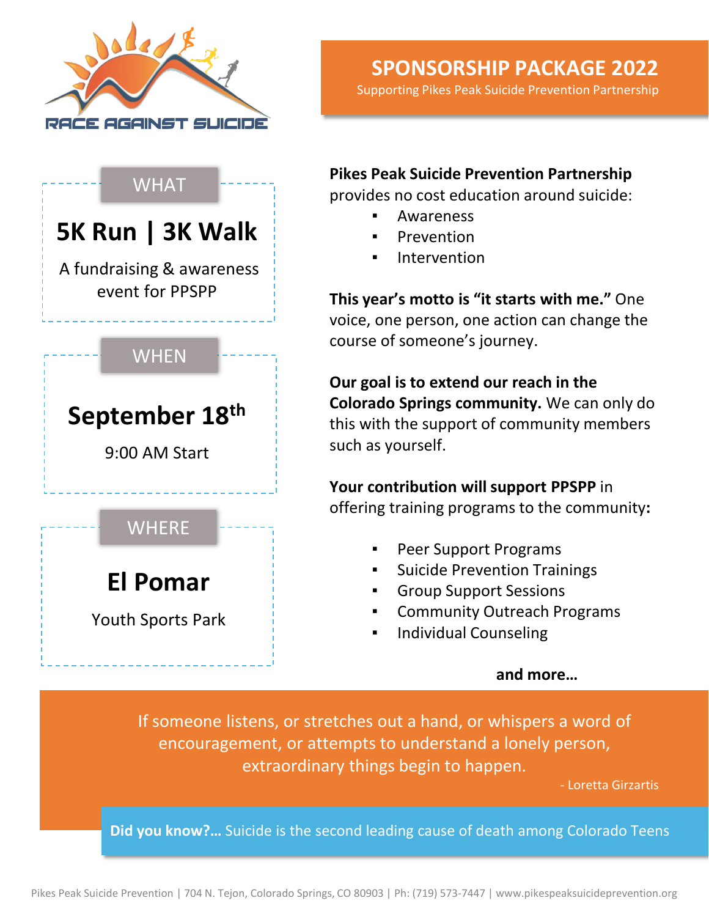RACE AGAINST SUICIDE

# SPONSORSHIP PACKAGE 2022

Supporting Pikes Peak Suicide Prevention Partnership

## WHAT

## 5K Run | 3K Walk

A fundraising & awareness event for PPSPP

## WHEN

## September 18th

9:00 AM Start

## WHERE

## El Pomar

Youth Sports Park

**Pikes Peak Suicide Prevention Partnership** provides no cost education around suicide:

- Awareness
- Prevention
- Intervention

**This year's motto is "it starts with me."** One voice, one person, one action can change the course of someone's journey.

**Our goal is to extend our reach in the Colorado Springs community.** We can only do this with the support of community members such as yourself.

**Your contribution will support PPSPP** in offering training programs to the community**:**

- Peer Support Programs
- Suicide Prevention Trainings
- Group Support Sessions
- Community Outreach Programs
- Individual Counseling

**and more…**

If someone listens, or stretches out a hand, or whispers a word of encouragement, or attempts to understand a lonely person, extraordinary things begin to happen.

- Loretta Girzartis

**Did you know?…** Suicide is the second leading cause of death among Colorado Teens

Pikes Peak Suicide Prevention | 704 N. Tejon, Colorado Springs, CO 80903 | Ph: (719) 573-7447 | www.pikespeaksuicideprevention.org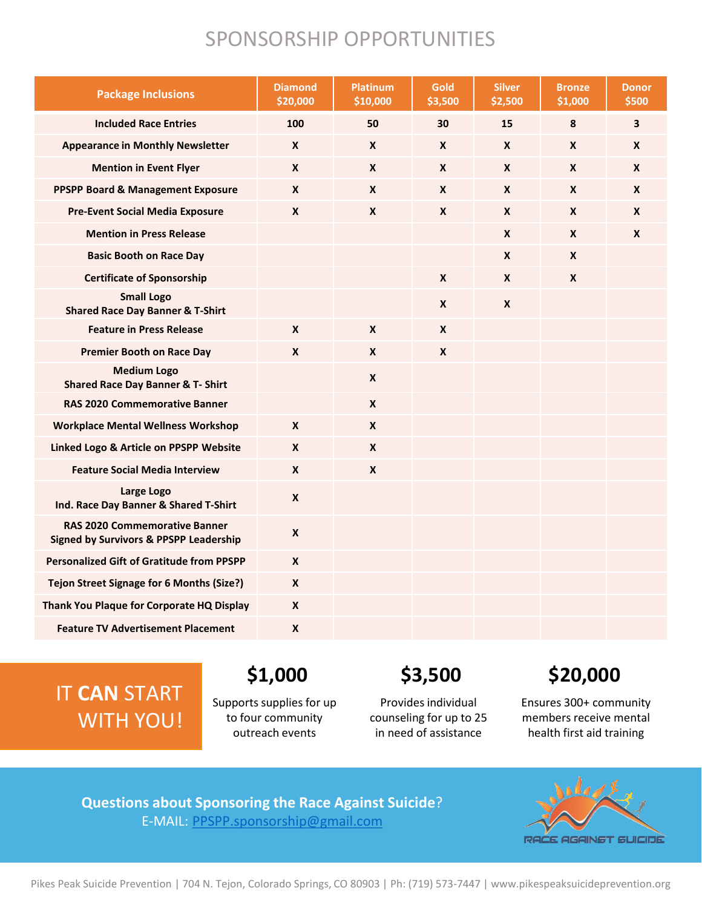# SPONSORSHIP OPPORTUNITIES

| Package Inclusions | Diamond $20,000 | Platinum $10,000 | Gold $3,500 | Silver $2,500 | Bronze $1,000 | Donor $500 |
|---|---|---|---|---|---|---|
| Included Race Entries | 100 | 50 | 30 | 15 | 8 | 3 |
| Appearance in Monthly Newsletter | X | X | X | X | X | X |
| Mention in Event Flyer | X | X | X | X | X | X |
| PPSPP Board & Management Exposure | X | X | X | X | X | X |
| Pre-Event Social Media Exposure | X | X | X | X | X | X |
| Mention in Press Release | | | | X | X | X |
| Basic Booth on Race Day | | | | X | X | |
| Certificate of Sponsorship | | | X | X | X | |
| Small Logo Shared Race Day Banner & T-Shirt | | | X | X | | |
| Feature in Press Release | X | X | X | | | |
| Premier Booth on Race Day | X | X | X | | | |
| Medium Logo Shared Race Day Banner & T- Shirt | | X | | | | |
| RAS 2020 Commemorative Banner | | X | | | | |
| Workplace Mental Wellness Workshop | X | X | | | | |
| Linked Logo & Article on PPSPP Website | X | X | | | | |
| Feature Social Media Interview | X | X | | | | |
| Large Logo Ind. Race Day Banner & Shared T-Shirt | X | | | | | |
| RAS 2020 Commemorative Banner Signed by Survivors & PPSPP Leadership | X | | | | | |
| Personalized Gift of Gratitude from PPSPP | X | | | | | |
| Tejon Street Signage for 6 Months (Size?) | X | | | | | |
| Thank You Plaque for Corporate HQ Display | X | | | | | |
| Feature TV Advertisement Placement | X | | | | | |

## IT **CAN** START WITH YOU!

**$1,000**

Supports supplies for up to four community outreach events

**$3,500**

Provides individual counseling for up to 25 in need of assistance

**$20,000**

Ensures 300+ community members receive mental health first aid training

**Questions about Sponsoring the Race Against Suicide?**
E-MAIL: PPSPP.sponsorship@gmail.com

RACE AGAINST SUICIDE

Pikes Peak Suicide Prevention | 704 N. Tejon, Colorado Springs, CO 80903 | Ph: (719) 573-7447 | www.pikespeaksuicideprevention.org